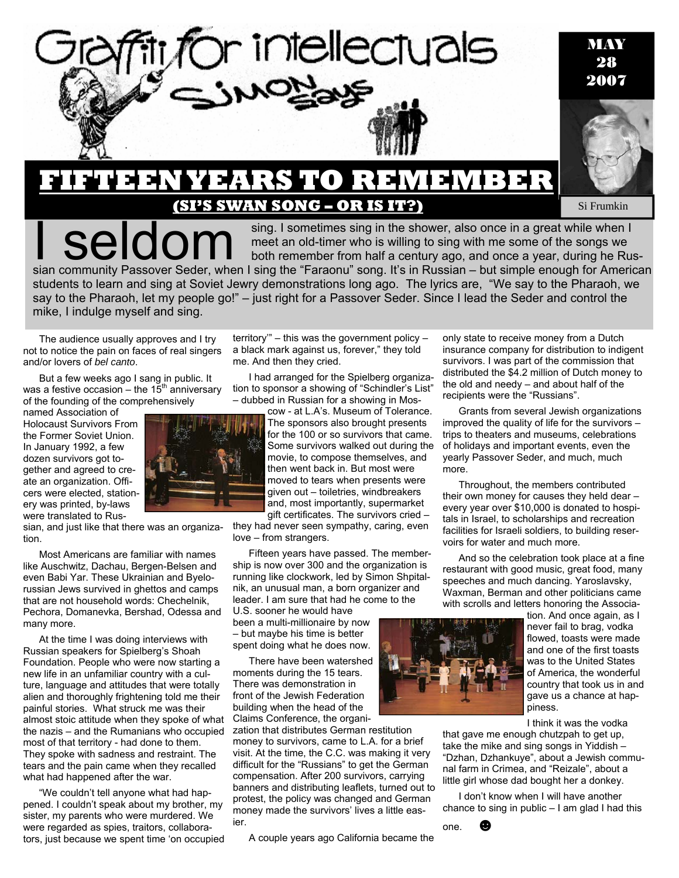# Graffiti for intellectuals

SIMON SAYS

MAY 28 2007

Si Frumkin

## FIFTEEN YEARS TO REMEMBER

### (SI'S SWAN SONG – OR IS IT?)

I seldom sing. I sometimes sing in the shower, also once in a great while when I meet an old-timer who is willing to sing with me some of the songs we both remember from half a century ago, and once a year, during he Russian community Passover Seder, when I sing the "Faraonu" song. It's in Russian – but simple enough for American students to learn and sing at Soviet Jewry demonstrations long ago. The lyrics are, "We say to the Pharaoh, we say to the Pharaoh, let my people go!" – just right for a Passover Seder. Since I lead the Seder and control the mike, I indulge myself and sing.

The audience usually approves and I try not to notice the pain on faces of real singers and/or lovers of *bel canto*.

But a few weeks ago I sang in public. It was a festive occasion – the 15th anniversary of the founding of the comprehensively named Association of Holocaust Survivors From the Former Soviet Union. In January 1992, a few dozen survivors got together and agreed to create an organization. Officers were elected, stationery was printed, by-laws were translated to Russian, and just like that there was an organization.

Most Americans are familiar with names like Auschwitz, Dachau, Bergen-Belsen and even Babi Yar. These Ukrainian and Byelorussian Jews survived in ghettos and camps that are not household words: Chechelnik, Pechora, Domanevka, Bershad, Odessa and many more.

At the time I was doing interviews with Russian speakers for Spielberg's Shoah Foundation. People who were now starting a new life in an unfamiliar country with a culture, language and attitudes that were totally alien and thoroughly frightening told me their painful stories. What struck me was their almost stoic attitude when they spoke of what the nazis – and the Rumanians who occupied most of that territory - had done to them. They spoke with sadness and restraint. The tears and the pain came when they recalled what had happened after the war.

"We couldn't tell anyone what had happened. I couldn't speak about my brother, my sister, my parents who were murdered. We were regarded as spies, traitors, collaborators, just because we spent time 'on occupied territory'" – this was the government policy – a black mark against us, forever," they told me. And then they cried.

I had arranged for the Spielberg organization to sponsor a showing of "Schindler's List" – dubbed in Russian for a showing in Moscow - at L.A's. Museum of Tolerance. The sponsors also brought presents for the 100 or so survivors that came. Some survivors walked out during the movie, to compose themselves, and then went back in. But most were moved to tears when presents were given out – toiletries, windbreakers and, most importantly, supermarket gift certificates. The survivors cried – they had never seen sympathy, caring, even love – from strangers.

Fifteen years have passed. The membership is now over 300 and the organization is running like clockwork, led by Simon Shpitalnik, an unusual man, a born organizer and leader. I am sure that had he come to the U.S. sooner he would have been a multi-millionaire by now – but maybe his time is better spent doing what he does now.

There have been watershed moments during the 15 tears. There was demonstration in front of the Jewish Federation building when the head of the Claims Conference, the organization that distributes German restitution money to survivors, came to L.A. for a brief visit. At the time, the C.C. was making it very difficult for the "Russians" to get the German compensation. After 200 survivors, carrying banners and distributing leaflets, turned out to protest, the policy was changed and German money made the survivors' lives a little easier.

A couple years ago California became the only state to receive money from a Dutch insurance company for distribution to indigent survivors. I was part of the commission that distributed the $4.2 million of Dutch money to the old and needy – and about half of the recipients were the "Russians".

Grants from several Jewish organizations improved the quality of life for the survivors – trips to theaters and museums, celebrations of holidays and important events, even the yearly Passover Seder, and much, much more.

Throughout, the members contributed their own money for causes they held dear – every year over $10,000 is donated to hospitals in Israel, to scholarships and recreation facilities for Israeli soldiers, to building reservoirs for water and much more.

And so the celebration took place at a fine restaurant with good music, great food, many speeches and much dancing. Yaroslavsky, Waxman, Berman and other politicians came with scrolls and letters honoring the Association. And once again, as I never fail to brag, vodka flowed, toasts were made and one of the first toasts was to the United States of America, the wonderful country that took us in and gave us a chance at happiness.

I think it was the vodka that gave me enough chutzpah to get up, take the mike and sing songs in Yiddish – "Dzhan, Dzhankuye", about a Jewish communal farm in Crimea, and "Reizale", about a little girl whose dad bought her a donkey.

I don't know when I will have another chance to sing in public – I am glad I had this one. ☻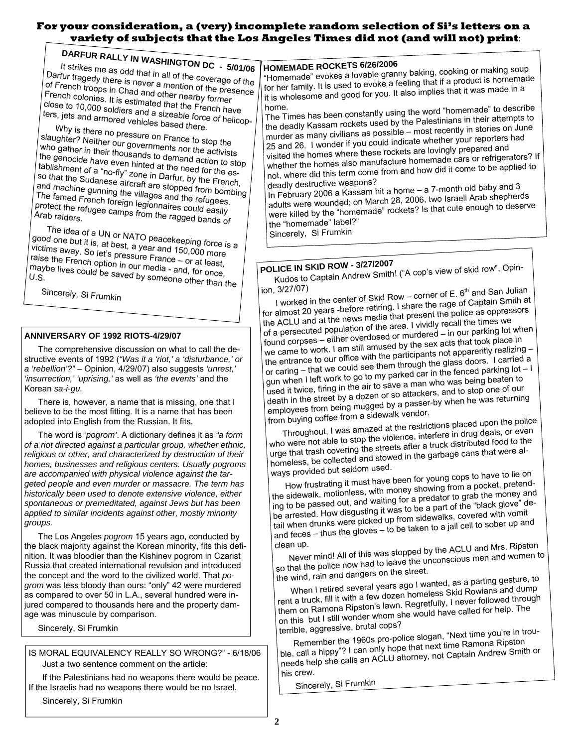**For your consideration, a (very) incomplete random selection of Si's letters on a variety of subjects that the Los Angeles Times did not (and will not) print:**

## DARFUR RALLY IN WASHINGTON DC - 5/01/06

It strikes me as odd that in all of the coverage of the Darfur tragedy there is never a mention of the presence of French troops in Chad and other nearby former French colonies. It is estimated that the French have close to 10,000 soldiers and a sizeable force of helicopters, jets and armored vehicles based there.

Why is there no pressure on France to stop the slaughter? Neither our governments nor the activists who gather in their thousands to demand action to stop the genocide have even hinted at the need for the establishment of a "no-fly" zone in Darfur, by the French, so that the Sudanese aircraft are stopped from bombing and machine gunning the villages and the refugees. The famed French foreign legionnaires could easily protect the refugee camps from the ragged bands of Arab raiders.

The idea of a UN or NATO peacekeeping force is a good one but it is, at best, a year and 150,000 more victims away. So let's pressure France – or at least, raise the French option in our media - and, for once, maybe lives could be saved by someone other than the U.S.

Sincerely, Si Frumkin

## ANNIVERSARY OF 1992 RIOTS-4/29/07

The comprehensive discussion on what to call the destructive events of 1992 (*"Was it a 'riot,' a 'disturbance,' or a 'rebellion'?"* – Opinion, 4/29/07) also suggests *'unrest,' 'insurrection,' 'uprising,'* as well as *'the events'* and the Korean *sa-i-gu.*

There is, however, a name that is missing, one that I believe to be the most fitting. It is a name that has been adopted into English from the Russian. It fits.

The word is '*pogrom*'. A dictionary defines it as *"a form of a riot directed against a particular group, whether ethnic, religious or other, and characterized by destruction of their homes, businesses and religious centers. Usually pogroms are accompanied with physical violence against the targeted people and even murder or massacre. The term has historically been used to denote extensive violence, either spontaneous or premeditated, against Jews but has been applied to similar incidents against other, mostly minority groups.*

The Los Angeles *pogrom* 15 years ago, conducted by the black majority against the Korean minority, fits this definition. It was bloodier than the Kishinev pogrom in Czarist Russia that created international revulsion and introduced the concept and the word to the civilized world. That *pogrom* was less bloody than ours: "only" 42 were murdered as compared to over 50 in L.A., several hundred were injured compared to thousands here and the property damage was minuscule by comparison.

Sincerely, Si Frumkin

## IS MORAL EQUIVALENCY REALLY SO WRONG?" - 6/18/06

Just a two sentence comment on the article:

If the Palestinians had no weapons there would be peace. If the Israelis had no weapons there would be no Israel.

Sincerely, Si Frumkin

## HOMEMADE ROCKETS 6/26/2006

"Homemade" evokes a lovable granny baking, cooking or making soup for her family. It is used to evoke a feeling that if a product is homemade it is wholesome and good for you. It also implies that it was made in a home.

The Times has been constantly using the word "homemade" to describe the deadly Kassam rockets used by the Palestinians in their attempts to murder as many civilians as possible – most recently in stories on June 25 and 26. I wonder if you could indicate whether your reporters had visited the homes where these rockets are lovingly prepared and whether the homes also manufacture homemade cars or refrigerators? If not, where did this term come from and how did it come to be applied to deadly destructive weapons?

In February 2006 a Kassam hit a home – a 7-month old baby and 3 adults were wounded; on March 28, 2006, two Israeli Arab shepherds were killed by the "homemade" rockets? Is that cute enough to deserve the "homemade" label?"

Sincerely, Si Frumkin

## POLICE IN SKID ROW - 3/27/2007

Kudos to Captain Andrew Smith! ("A cop's view of skid row", Opinion, 3/27/07)

I worked in the center of Skid Row – corner of E. 6th and San Julian for almost 20 years -before retiring. I share the rage of Captain Smith at the ACLU and at the news media that present the police as oppressors of a persecuted population of the area. I vividly recall the times we found corpses – either overdosed or murdered – in our parking lot when we came to work. I am still amused by the sex acts that took place in the entrance to our office with the participants not apparently realizing – or caring – that we could see them through the glass doors. I carried a gun when I left work to go to my parked car in the fenced parking lot – I used it twice, firing in the air to save a man who was being beaten to death in the street by a dozen or so attackers, and to stop one of our employees from being mugged by a passer-by when he was returning from buying coffee from a sidewalk vendor.

Throughout, I was amazed at the restrictions placed upon the police who were not able to stop the violence, interfere in drug deals, or even urge that trash covering the streets after a truck distributed food to the homeless, be collected and stowed in the garbage cans that were always provided but seldom used.

How frustrating it must have been for young cops to have to lie on the sidewalk, motionless, with money showing from a pocket, pretending to be passed out, and waiting for a predator to grab the money and be arrested. How disgusting it was to be a part of the "black glove" detail when drunks were picked up from sidewalks, covered with vomit and feces – thus the gloves – to be taken to a jail cell to sober up and clean up.

Never mind! All of this was stopped by the ACLU and Mrs. Ripston so that the police now had to leave the unconscious men and women to the wind, rain and dangers on the street.

When I retired several years ago I wanted, as a parting gesture, to rent a truck, fill it with a few dozen homeless Skid Rowians and dump them on Ramona Ripston's lawn. Regretfully, I never followed through on this but I still wonder whom she would have called for help. The terrible, aggressive, brutal cops?

Remember the 1960s pro-police slogan, "Next time you're in trouble, call a hippy"? I can only hope that next time Ramona Ripston needs help she calls an ACLU attorney, not Captain Andrew Smith or his crew.

Sincerely, Si Frumkin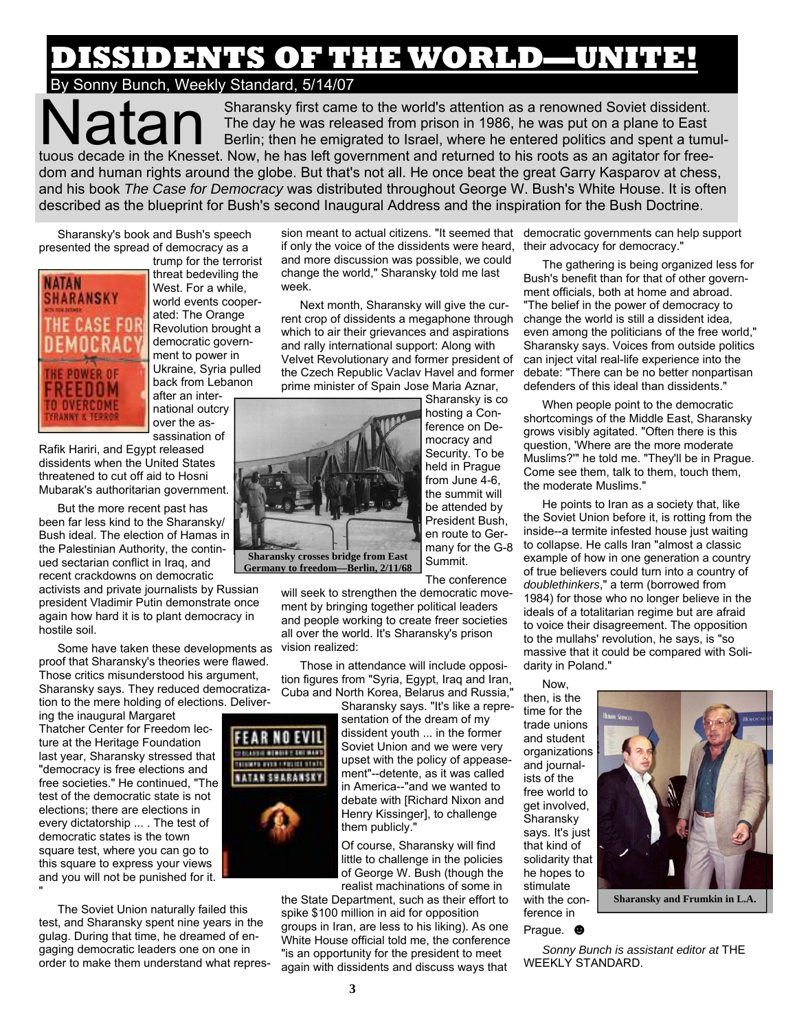# DISSIDENTS OF THE WORLD—UNITE!

By Sonny Bunch, Weekly Standard, 5/14/07

**Natan** Sharansky first came to the world's attention as a renowned Soviet dissident. The day he was released from prison in 1986, he was put on a plane to East Berlin; then he emigrated to Israel, where he entered politics and spent a tumultuous decade in the Knesset. Now, he has left government and returned to his roots as an agitator for freedom and human rights around the globe. But that's not all. He once beat the great Garry Kasparov at chess, and his book *The Case for Democracy* was distributed throughout George W. Bush's White House. It is often described as the blueprint for Bush's second Inaugural Address and the inspiration for the Bush Doctrine.

Sharansky's book and Bush's speech presented the spread of democracy as a trump for the terrorist threat bedeviling the West. For a while, world events cooperated: The Orange Revolution brought a democratic government to power in Ukraine, Syria pulled back from Lebanon after an international outcry over the assassination of Rafik Hariri, and Egypt released dissidents when the United States threatened to cut off aid to Hosni Mubarak's authoritarian government.

But the more recent past has been far less kind to the Sharansky/Bush ideal. The election of Hamas in the Palestinian Authority, the continued sectarian conflict in Iraq, and recent crackdowns on democratic activists and private journalists by Russian president Vladimir Putin demonstrate once again how hard it is to plant democracy in hostile soil.

Some have taken these developments as proof that Sharansky's theories were flawed. Those critics misunderstood his argument, Sharansky says. They reduced democratization to the mere holding of elections. Delivering the inaugural Margaret Thatcher Center for Freedom lecture at the Heritage Foundation last year, Sharansky stressed that "democracy is free elections and free societies." He continued, "The test of the democratic state is not elections; there are elections in every dictatorship ... . The test of democratic states is the town square test, where you can go to this square to express your views and you will not be punished for it."

The Soviet Union naturally failed this test, and Sharansky spent nine years in the gulag. During that time, he dreamed of engaging democratic leaders one on one in order to make them understand what repression meant to actual citizens. "It seemed that if only the voice of the dissidents were heard, and more discussion was possible, we could change the world," Sharansky told me last week.

Next month, Sharansky will give the current crop of dissidents a megaphone through which to air their grievances and aspirations and rally international support: Along with Velvet Revolutionary and former president of the Czech Republic Vaclav Havel and former prime minister of Spain Jose Maria Aznar, Sharansky is co hosting a Conference on Democracy and Security. To be held in Prague from June 4-6, the summit will be attended by President Bush, en route to Germany for the G-8 Summit.

**Sharansky crosses bridge from East Germany to freedom—Berlin, 2/11/68**

The conference will seek to strengthen the democratic movement by bringing together political leaders and people working to create freer societies all over the world. It's Sharansky's prison vision realized:

Those in attendance will include opposition figures from "Syria, Egypt, Iraq and Iran, Cuba and North Korea, Belarus and Russia," Sharansky says. "It's like a representation of the dream of my dissident youth ... in the former Soviet Union and we were very upset with the policy of appeasement"--detente, as it was called in America--"and we wanted to debate with [Richard Nixon and Henry Kissinger], to challenge them publicly."

Of course, Sharansky will find little to challenge in the policies of George W. Bush (though the realist machinations of some in the State Department, such as their effort to spike $100 million in aid for opposition groups in Iran, are less to his liking). As one White House official told me, the conference "is an opportunity for the president to meet again with dissidents and discuss ways that democratic governments can help support their advocacy for democracy."

The gathering is being organized less for Bush's benefit than for that of other government officials, both at home and abroad. "The belief in the power of democracy to change the world is still a dissident idea, even among the politicians of the free world," Sharansky says. Voices from outside politics can inject vital real-life experience into the debate: "There can be no better nonpartisan defenders of this ideal than dissidents."

When people point to the democratic shortcomings of the Middle East, Sharansky grows visibly agitated. "Often there is this question, 'Where are the more moderate Muslims?'" he told me. "They'll be in Prague. Come see them, talk to them, touch them, the moderate Muslims."

He points to Iran as a society that, like the Soviet Union before it, is rotting from the inside--a termite infested house just waiting to collapse. He calls Iran "almost a classic example of how in one generation a country of true believers could turn into a country of *doublethinkers*," a term (borrowed from 1984) for those who no longer believe in the ideals of a totalitarian regime but are afraid to voice their disagreement. The opposition to the mullahs' revolution, he says, is "so massive that it could be compared with Solidarity in Poland."

Now, then, is the time for the trade unions and student organizations and journalists of the free world to get involved, Sharansky says. It's just that kind of solidarity that he hopes to stimulate with the conference in Prague. ☻

**Sharansky and Frumkin in L.A.**

*Sonny Bunch is assistant editor at* THE WEEKLY STANDARD.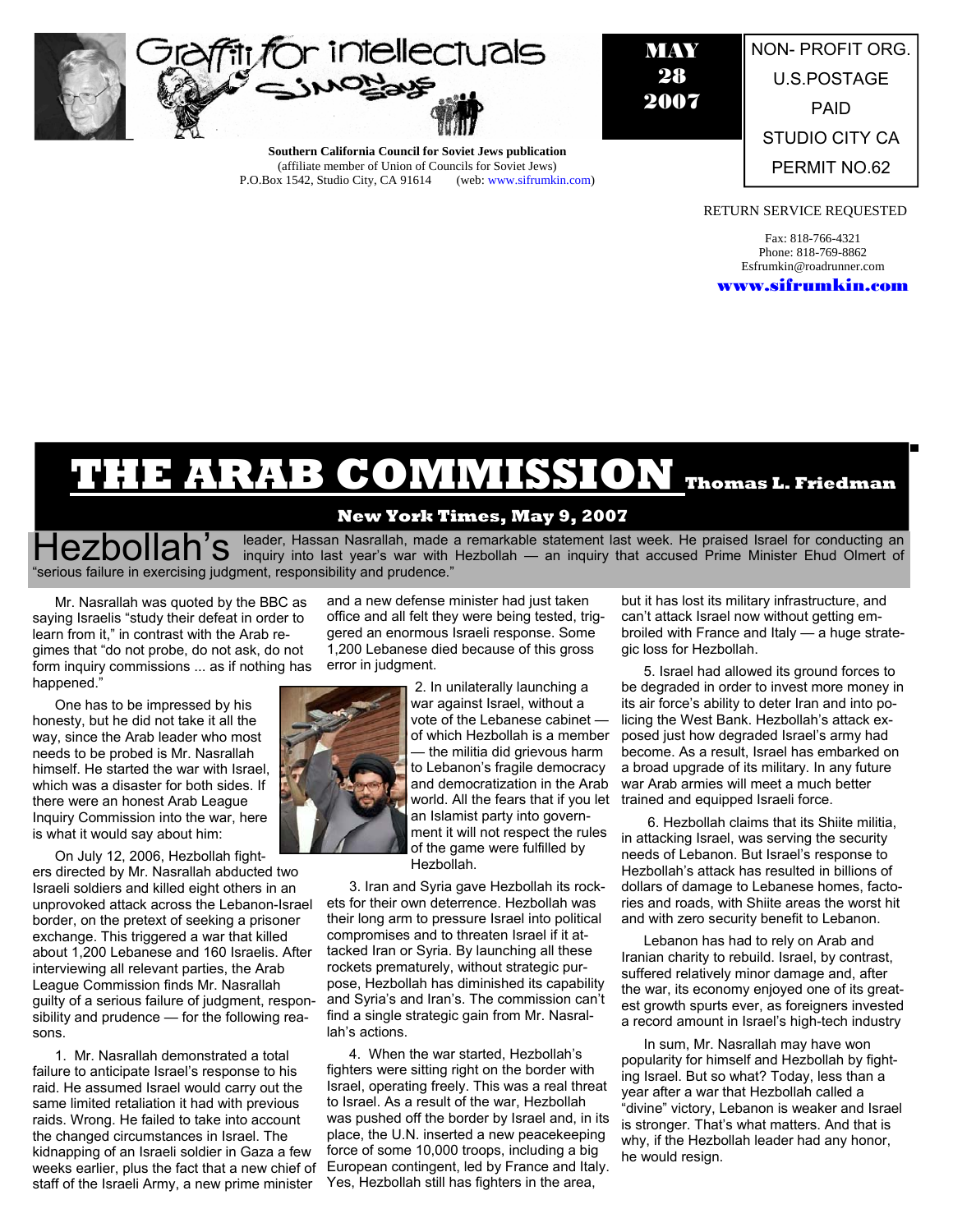Graffiti for intellectuals — Simon Says

Southern California Council for Soviet Jews publication
(affiliate member of Union of Councils for Soviet Jews)
P.O.Box 1542, Studio City, CA 91614 (web: www.sifrumkin.com)

**MAY 28 2007**

NON- PROFIT ORG.
U.S.POSTAGE
PAID
STUDIO CITY CA
PERMIT NO.62

RETURN SERVICE REQUESTED

Fax: 818-766-4321
Phone: 818-769-8862
Esfrumkin@roadrunner.com

**www.sifrumkin.com**

# THE ARAB COMMISSION

**Thomas L. Friedman**

**New York Times, May 9, 2007**

Hezbollah's leader, Hassan Nasrallah, made a remarkable statement last week. He praised Israel for conducting an inquiry into last year's war with Hezbollah — an inquiry that accused Prime Minister Ehud Olmert of "serious failure in exercising judgment, responsibility and prudence."

Mr. Nasrallah was quoted by the BBC as saying Israelis "study their defeat in order to learn from it," in contrast with the Arab regimes that "do not probe, do not ask, do not form inquiry commissions ... as if nothing has happened."

One has to be impressed by his honesty, but he did not take it all the way, since the Arab leader who most needs to be probed is Mr. Nasrallah himself. He started the war with Israel, which was a disaster for both sides. If there were an honest Arab League Inquiry Commission into the war, here is what it would say about him:

On July 12, 2006, Hezbollah fighters directed by Mr. Nasrallah abducted two Israeli soldiers and killed eight others in an unprovoked attack across the Lebanon-Israel border, on the pretext of seeking a prisoner exchange. This triggered a war that killed about 1,200 Lebanese and 160 Israelis. After interviewing all relevant parties, the Arab League Commission finds Mr. Nasrallah guilty of a serious failure of judgment, responsibility and prudence — for the following reasons.

1. Mr. Nasrallah demonstrated a total failure to anticipate Israel's response to his raid. He assumed Israel would carry out the same limited retaliation it had with previous raids. Wrong. He failed to take into account the changed circumstances in Israel. The kidnapping of an Israeli soldier in Gaza a few weeks earlier, plus the fact that a new chief of staff of the Israeli Army, a new prime minister and a new defense minister had just taken office and all felt they were being tested, triggered an enormous Israeli response. Some 1,200 Lebanese died because of this gross error in judgment.

2. In unilaterally launching a war against Israel, without a vote of the Lebanese cabinet — of which Hezbollah is a member — the militia did grievous harm to Lebanon's fragile democracy and democratization in the Arab world. All the fears that if you let an Islamist party into government it will not respect the rules of the game were fulfilled by Hezbollah.

3. Iran and Syria gave Hezbollah its rockets for their own deterrence. Hezbollah was their long arm to pressure Israel into political compromises and to threaten Israel if it attacked Iran or Syria. By launching all these rockets prematurely, without strategic purpose, Hezbollah has diminished its capability and Syria's and Iran's. The commission can't find a single strategic gain from Mr. Nasrallah's actions.

4. When the war started, Hezbollah's fighters were sitting right on the border with Israel, operating freely. This was a real threat to Israel. As a result of the war, Hezbollah was pushed off the border by Israel and, in its place, the U.N. inserted a new peacekeeping force of some 10,000 troops, including a big European contingent, led by France and Italy. Yes, Hezbollah still has fighters in the area, but it has lost its military infrastructure, and can't attack Israel now without getting embroiled with France and Italy — a huge strategic loss for Hezbollah.

5. Israel had allowed its ground forces to be degraded in order to invest more money in its air force's ability to deter Iran and into policing the West Bank. Hezbollah's attack exposed just how degraded Israel's army had become. As a result, Israel has embarked on a broad upgrade of its military. In any future war Arab armies will meet a much better trained and equipped Israeli force.

6. Hezbollah claims that its Shiite militia, in attacking Israel, was serving the security needs of Lebanon. But Israel's response to Hezbollah's attack has resulted in billions of dollars of damage to Lebanese homes, factories and roads, with Shiite areas the worst hit and with zero security benefit to Lebanon.

Lebanon has had to rely on Arab and Iranian charity to rebuild. Israel, by contrast, suffered relatively minor damage and, after the war, its economy enjoyed one of its greatest growth spurts ever, as foreigners invested a record amount in Israel's high-tech industry

In sum, Mr. Nasrallah may have won popularity for himself and Hezbollah by fighting Israel. But so what? Today, less than a year after a war that Hezbollah called a "divine" victory, Lebanon is weaker and Israel is stronger. That's what matters. And that is why, if the Hezbollah leader had any honor, he would resign.